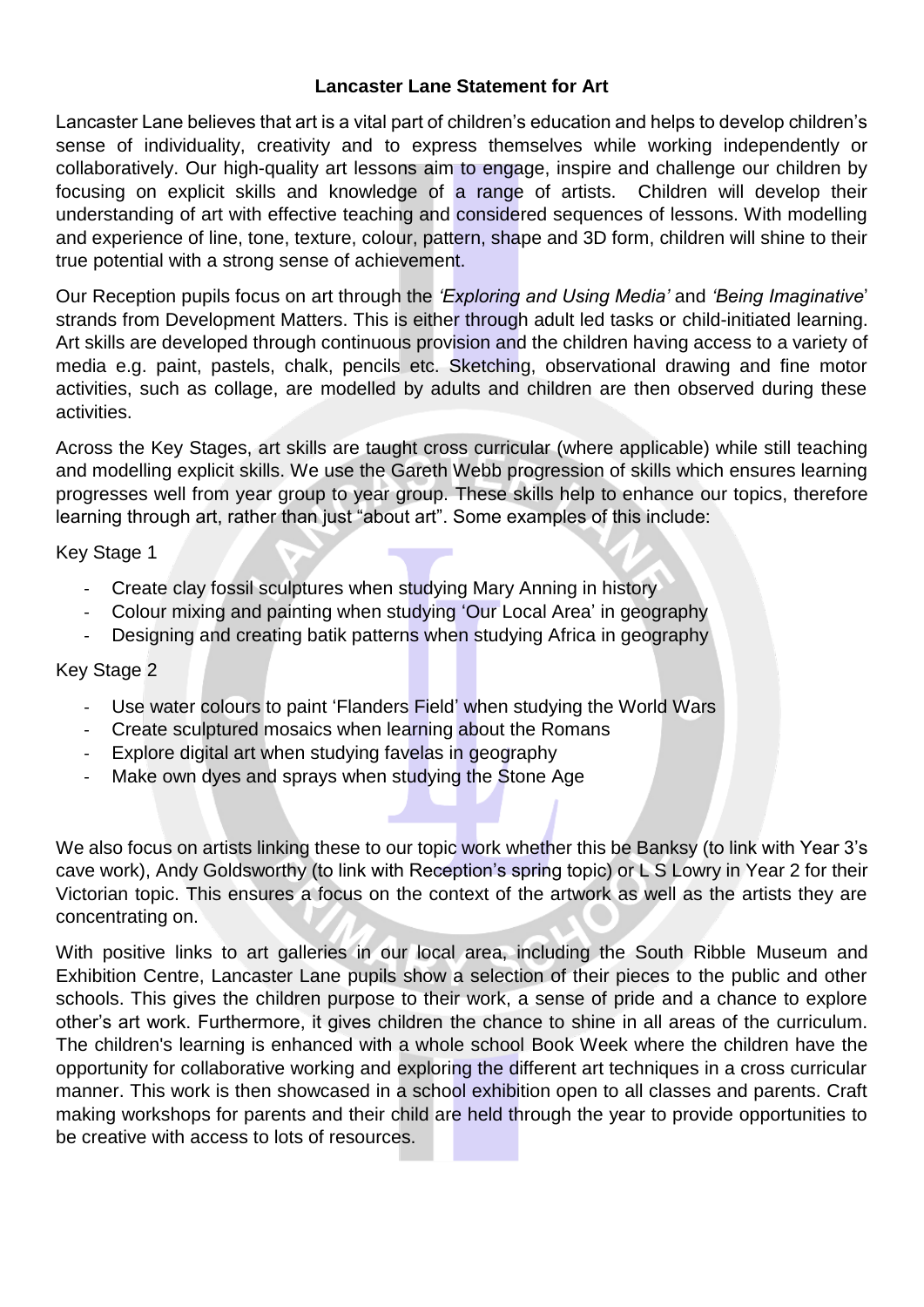# Lancaster Lane Statement for Art

Lancaster Lane believes that art is a vital part of children's education and helps to develop children's sense of individuality, creativity and to express themselves while working independently or collaboratively. Our high-quality art lessons aim to engage, inspire and challenge our children by focusing on explicit skills and knowledge of a range of artists. Children will develop their understanding of art with effective teaching and considered sequences of lessons. With modelling and experience of line, tone, texture, colour, pattern, shape and 3D form, children will shine to their true potential with a strong sense of achievement.

Our Reception pupils focus on art through the *'Exploring and Using Media'* and *'Being Imaginative'* strands from Development Matters. This is either through adult led tasks or child-initiated learning. Art skills are developed through continuous provision and the children having access to a variety of media e.g. paint, pastels, chalk, pencils etc. Sketching, observational drawing and fine motor activities, such as collage, are modelled by adults and children are then observed during these activities.

Across the Key Stages, art skills are taught cross curricular (where applicable) while still teaching and modelling explicit skills. We use the Gareth Webb progression of skills which ensures learning progresses well from year group to year group. These skills help to enhance our topics, therefore learning through art, rather than just "about art". Some examples of this include:

Key Stage 1

- Create clay fossil sculptures when studying Mary Anning in history
- Colour mixing and painting when studying 'Our Local Area' in geography
- Designing and creating batik patterns when studying Africa in geography

Key Stage 2

- Use water colours to paint 'Flanders Field' when studying the World Wars
- Create sculptured mosaics when learning about the Romans
- Explore digital art when studying favelas in geography
- Make own dyes and sprays when studying the Stone Age

We also focus on artists linking these to our topic work whether this be Banksy (to link with Year 3's cave work), Andy Goldsworthy (to link with Reception's spring topic) or L S Lowry in Year 2 for their Victorian topic. This ensures a focus on the context of the artwork as well as the artists they are concentrating on.

With positive links to art galleries in our local area, including the South Ribble Museum and Exhibition Centre, Lancaster Lane pupils show a selection of their pieces to the public and other schools. This gives the children purpose to their work, a sense of pride and a chance to explore other's art work. Furthermore, it gives children the chance to shine in all areas of the curriculum. The children's learning is enhanced with a whole school Book Week where the children have the opportunity for collaborative working and exploring the different art techniques in a cross curricular manner. This work is then showcased in a school exhibition open to all classes and parents. Craft making workshops for parents and their child are held through the year to provide opportunities to be creative with access to lots of resources.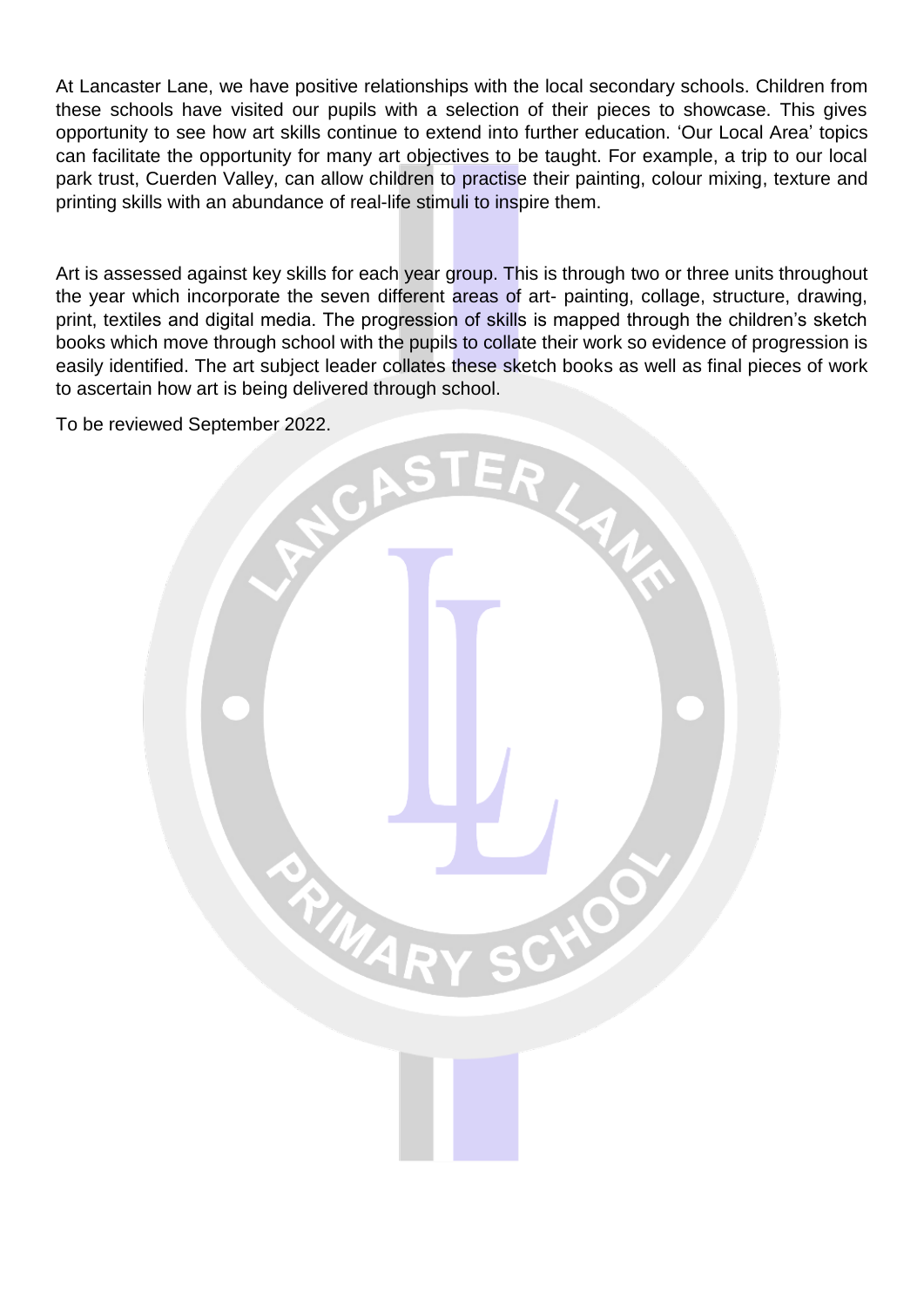At Lancaster Lane, we have positive relationships with the local secondary schools. Children from these schools have visited our pupils with a selection of their pieces to showcase. This gives opportunity to see how art skills continue to extend into further education. 'Our Local Area' topics can facilitate the opportunity for many art objectives to be taught. For example, a trip to our local park trust, Cuerden Valley, can allow children to practise their painting, colour mixing, texture and printing skills with an abundance of real-life stimuli to inspire them.

Art is assessed against key skills for each year group. This is through two or three units throughout the year which incorporate the seven different areas of art- painting, collage, structure, drawing, print, textiles and digital media. The progression of skills is mapped through the children's sketch books which move through school with the pupils to collate their work so evidence of progression is easily identified. The art subject leader collates these sketch books as well as final pieces of work to ascertain how art is being delivered through school.

To be reviewed September 2022.